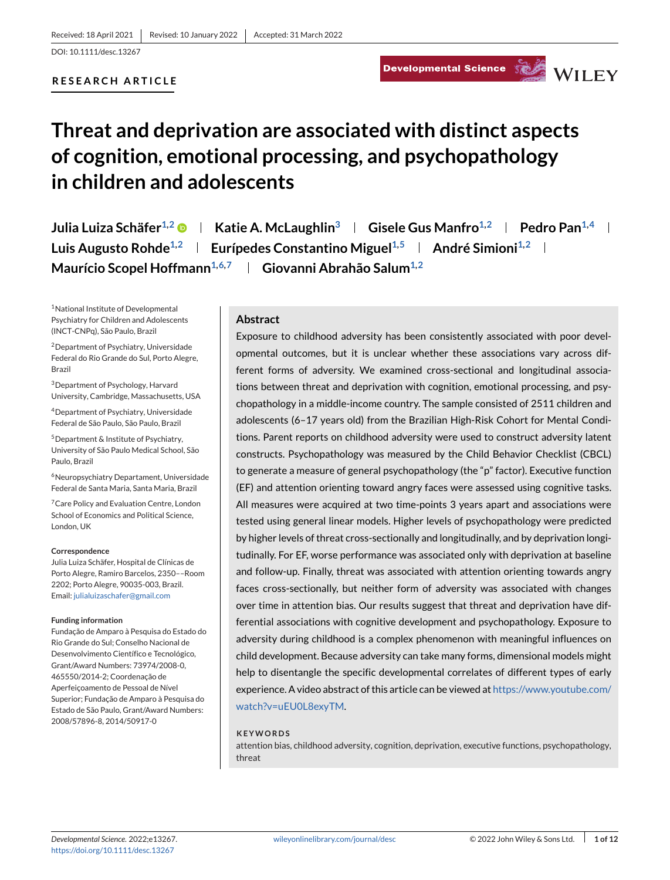Received: 18 April 2021 | Revised: 10 January 2022 | Accepted: 31 March 2022

DOI: 10.1111/desc.13267

**RESEARCH ARTICLE**

# Threat and deprivation are associated with distinct aspects of cognition, emotional processing, and psychopathology in children and adolescents

**Julia Luiza Schäfer[1,2] | Katie A. McLaughlin[3] | Gisele Gus Manfro[1,2] | Pedro Pan[1,4] | Luis Augusto Rohde[1,2] | Eurípedes Constantino Miguel[1,5] | André Simioni[1,2] | Maurício Scopel Hoffmann[1,6,7] | Giovanni Abrahão Salum[1,2]**

[1]National Institute of Developmental Psychiatry for Children and Adolescents (INCT-CNPq), São Paulo, Brazil

[2]Department of Psychiatry, Universidade Federal do Rio Grande do Sul, Porto Alegre, Brazil

[3]Department of Psychology, Harvard University, Cambridge, Massachusetts, USA

[4]Department of Psychiatry, Universidade Federal de São Paulo, São Paulo, Brazil

[5]Department & Institute of Psychiatry, University of São Paulo Medical School, São Paulo, Brazil

[6]Neuropsychiatry Departament, Universidade Federal de Santa Maria, Santa Maria, Brazil

[7]Care Policy and Evaluation Centre, London School of Economics and Political Science, London, UK

**Correspondence**

Julia Luiza Schäfer, Hospital de Clínicas de Porto Alegre, Ramiro Barcelos, 2350––Room 2202; Porto Alegre, 90035-003, Brazil.
Email: julialuizaschafer@gmail.com

**Funding information**

Fundação de Amparo à Pesquisa do Estado do Rio Grande do Sul; Conselho Nacional de Desenvolvimento Científico e Tecnológico, Grant/Award Numbers: 73974/2008-0, 465550/2014-2; Coordenação de Aperfeiçoamento de Pessoal de Nível Superior; Fundação de Amparo à Pesquisa do Estado de São Paulo, Grant/Award Numbers: 2008/57896-8, 2014/50917-0

## Abstract

Exposure to childhood adversity has been consistently associated with poor developmental outcomes, but it is unclear whether these associations vary across different forms of adversity. We examined cross-sectional and longitudinal associations between threat and deprivation with cognition, emotional processing, and psychopathology in a middle-income country. The sample consisted of 2511 children and adolescents (6–17 years old) from the Brazilian High-Risk Cohort for Mental Conditions. Parent reports on childhood adversity were used to construct adversity latent constructs. Psychopathology was measured by the Child Behavior Checklist (CBCL) to generate a measure of general psychopathology (the "p" factor). Executive function (EF) and attention orienting toward angry faces were assessed using cognitive tasks. All measures were acquired at two time-points 3 years apart and associations were tested using general linear models. Higher levels of psychopathology were predicted by higher levels of threat cross-sectionally and longitudinally, and by deprivation longitudinally. For EF, worse performance was associated only with deprivation at baseline and follow-up. Finally, threat was associated with attention orienting towards angry faces cross-sectionally, but neither form of adversity was associated with changes over time in attention bias. Our results suggest that threat and deprivation have differential associations with cognitive development and psychopathology. Exposure to adversity during childhood is a complex phenomenon with meaningful influences on child development. Because adversity can take many forms, dimensional models might help to disentangle the specific developmental correlates of different types of early experience. A video abstract of this article can be viewed at https://www.youtube.com/watch?v=uEU0L8exyTM.

**KEYWORDS**

attention bias, childhood adversity, cognition, deprivation, executive functions, psychopathology, threat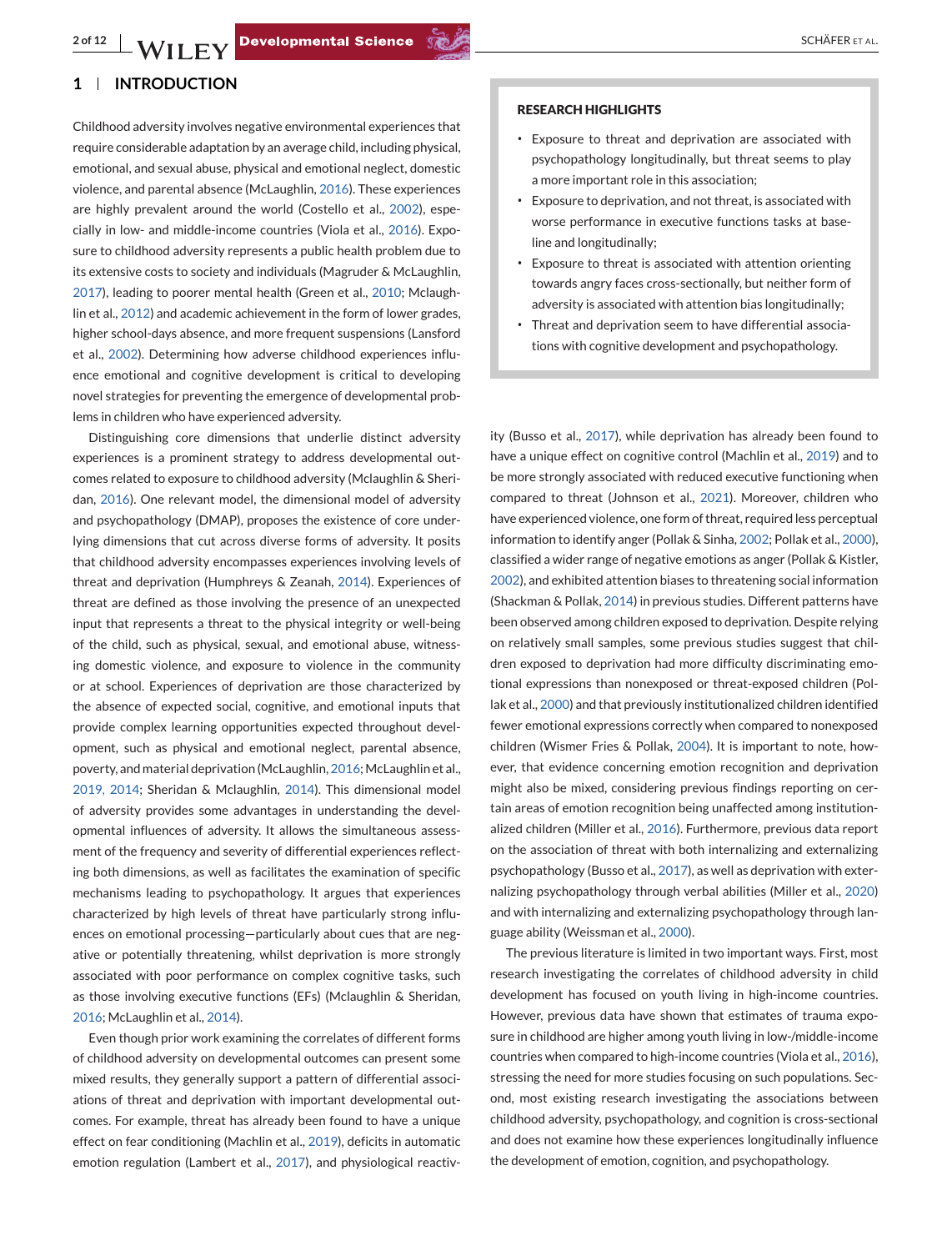## 1 | INTRODUCTION

Childhood adversity involves negative environmental experiences that require considerable adaptation by an average child, including physical, emotional, and sexual abuse, physical and emotional neglect, domestic violence, and parental absence (McLaughlin, 2016). These experiences are highly prevalent around the world (Costello et al., 2002), especially in low- and middle-income countries (Viola et al., 2016). Exposure to childhood adversity represents a public health problem due to its extensive costs to society and individuals (Magruder & McLaughlin, 2017), leading to poorer mental health (Green et al., 2010; Mclaughlin et al., 2012) and academic achievement in the form of lower grades, higher school-days absence, and more frequent suspensions (Lansford et al., 2002). Determining how adverse childhood experiences influence emotional and cognitive development is critical to developing novel strategies for preventing the emergence of developmental problems in children who have experienced adversity.

Distinguishing core dimensions that underlie distinct adversity experiences is a prominent strategy to address developmental outcomes related to exposure to childhood adversity (Mclaughlin & Sheridan, 2016). One relevant model, the dimensional model of adversity and psychopathology (DMAP), proposes the existence of core underlying dimensions that cut across diverse forms of adversity. It posits that childhood adversity encompasses experiences involving levels of threat and deprivation (Humphreys & Zeanah, 2014). Experiences of threat are defined as those involving the presence of an unexpected input that represents a threat to the physical integrity or well-being of the child, such as physical, sexual, and emotional abuse, witnessing domestic violence, and exposure to violence in the community or at school. Experiences of deprivation are those characterized by the absence of expected social, cognitive, and emotional inputs that provide complex learning opportunities expected throughout development, such as physical and emotional neglect, parental absence, poverty, and material deprivation (McLaughlin, 2016; McLaughlin et al., 2019, 2014; Sheridan & Mclaughlin, 2014). This dimensional model of adversity provides some advantages in understanding the developmental influences of adversity. It allows the simultaneous assessment of the frequency and severity of differential experiences reflecting both dimensions, as well as facilitates the examination of specific mechanisms leading to psychopathology. It argues that experiences characterized by high levels of threat have particularly strong influences on emotional processing—particularly about cues that are negative or potentially threatening, whilst deprivation is more strongly associated with poor performance on complex cognitive tasks, such as those involving executive functions (EFs) (Mclaughlin & Sheridan, 2016; McLaughlin et al., 2014).

Even though prior work examining the correlates of different forms of childhood adversity on developmental outcomes can present some mixed results, they generally support a pattern of differential associations of threat and deprivation with important developmental outcomes. For example, threat has already been found to have a unique effect on fear conditioning (Machlin et al., 2019), deficits in automatic emotion regulation (Lambert et al., 2017), and physiological reactivity (Busso et al., 2017), while deprivation has already been found to have a unique effect on cognitive control (Machlin et al., 2019) and to be more strongly associated with reduced executive functioning when compared to threat (Johnson et al., 2021). Moreover, children who have experienced violence, one form of threat, required less perceptual information to identify anger (Pollak & Sinha, 2002; Pollak et al., 2000), classified a wider range of negative emotions as anger (Pollak & Kistler, 2002), and exhibited attention biases to threatening social information (Shackman & Pollak, 2014) in previous studies. Different patterns have been observed among children exposed to deprivation. Despite relying on relatively small samples, some previous studies suggest that children exposed to deprivation had more difficulty discriminating emotional expressions than nonexposed or threat-exposed children (Pollak et al., 2000) and that previously institutionalized children identified fewer emotional expressions correctly when compared to nonexposed children (Wismer Fries & Pollak, 2004). It is important to note, however, that evidence concerning emotion recognition and deprivation might also be mixed, considering previous findings reporting on certain areas of emotion recognition being unaffected among institutionalized children (Miller et al., 2016). Furthermore, previous data report on the association of threat with both internalizing and externalizing psychopathology (Busso et al., 2017), as well as deprivation with externalizing psychopathology through verbal abilities (Miller et al., 2020) and with internalizing and externalizing psychopathology through language ability (Weissman et al., 2000).

The previous literature is limited in two important ways. First, most research investigating the correlates of childhood adversity in child development has focused on youth living in high-income countries. However, previous data have shown that estimates of trauma exposure in childhood are higher among youth living in low-/middle-income countries when compared to high-income countries (Viola et al., 2016), stressing the need for more studies focusing on such populations. Second, most existing research investigating the associations between childhood adversity, psychopathology, and cognition is cross-sectional and does not examine how these experiences longitudinally influence the development of emotion, cognition, and psychopathology.

**RESEARCH HIGHLIGHTS**

- Exposure to threat and deprivation are associated with psychopathology longitudinally, but threat seems to play a more important role in this association;
- Exposure to deprivation, and not threat, is associated with worse performance in executive functions tasks at baseline and longitudinally;
- Exposure to threat is associated with attention orienting towards angry faces cross-sectionally, but neither form of adversity is associated with attention bias longitudinally;
- Threat and deprivation seem to have differential associations with cognitive development and psychopathology.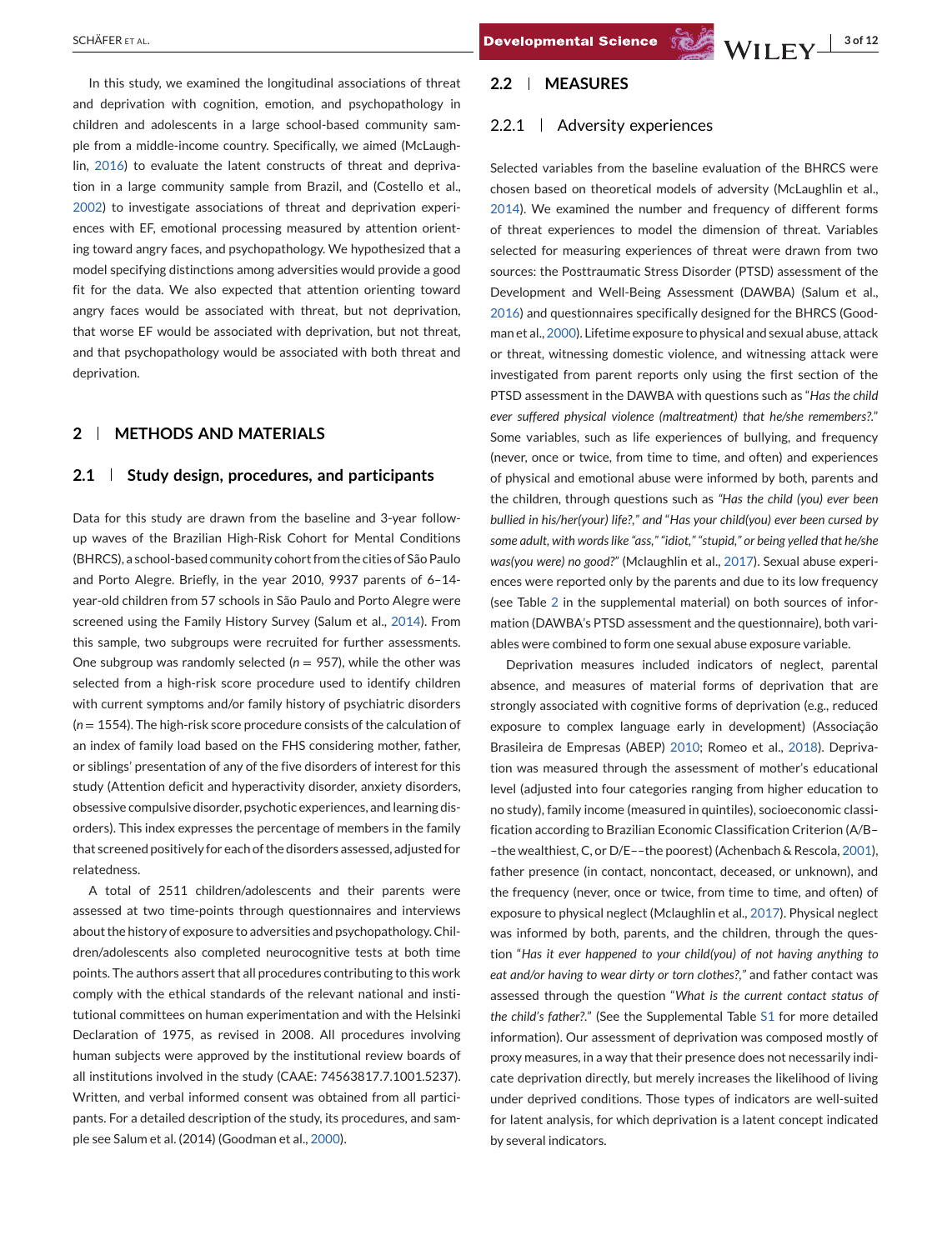In this study, we examined the longitudinal associations of threat and deprivation with cognition, emotion, and psychopathology in children and adolescents in a large school-based community sample from a middle-income country. Specifically, we aimed (McLaughlin, 2016) to evaluate the latent constructs of threat and deprivation in a large community sample from Brazil, and (Costello et al., 2002) to investigate associations of threat and deprivation experiences with EF, emotional processing measured by attention orienting toward angry faces, and psychopathology. We hypothesized that a model specifying distinctions among adversities would provide a good fit for the data. We also expected that attention orienting toward angry faces would be associated with threat, but not deprivation, that worse EF would be associated with deprivation, but not threat, and that psychopathology would be associated with both threat and deprivation.

## 2 | METHODS AND MATERIALS

### 2.1 | Study design, procedures, and participants

Data for this study are drawn from the baseline and 3-year follow-up waves of the Brazilian High-Risk Cohort for Mental Conditions (BHRCS), a school-based community cohort from the cities of São Paulo and Porto Alegre. Briefly, in the year 2010, 9937 parents of 6–14-year-old children from 57 schools in São Paulo and Porto Alegre were screened using the Family History Survey (Salum et al., 2014). From this sample, two subgroups were recruited for further assessments. One subgroup was randomly selected ($n = 957$), while the other was selected from a high-risk score procedure used to identify children with current symptoms and/or family history of psychiatric disorders ($n = 1554$). The high-risk score procedure consists of the calculation of an index of family load based on the FHS considering mother, father, or siblings' presentation of any of the five disorders of interest for this study (Attention deficit and hyperactivity disorder, anxiety disorders, obsessive compulsive disorder, psychotic experiences, and learning disorders). This index expresses the percentage of members in the family that screened positively for each of the disorders assessed, adjusted for relatedness.

A total of 2511 children/adolescents and their parents were assessed at two time-points through questionnaires and interviews about the history of exposure to adversities and psychopathology. Children/adolescents also completed neurocognitive tests at both time points. The authors assert that all procedures contributing to this work comply with the ethical standards of the relevant national and institutional committees on human experimentation and with the Helsinki Declaration of 1975, as revised in 2008. All procedures involving human subjects were approved by the institutional review boards of all institutions involved in the study (CAAE: 74563817.7.1001.5237). Written, and verbal informed consent was obtained from all participants. For a detailed description of the study, its procedures, and sample see Salum et al. (2014) (Goodman et al., 2000).

### 2.2 | MEASURES

#### 2.2.1 | Adversity experiences

Selected variables from the baseline evaluation of the BHRCS were chosen based on theoretical models of adversity (McLaughlin et al., 2014). We examined the number and frequency of different forms of threat experiences to model the dimension of threat. Variables selected for measuring experiences of threat were drawn from two sources: the Posttraumatic Stress Disorder (PTSD) assessment of the Development and Well-Being Assessment (DAWBA) (Salum et al., 2016) and questionnaires specifically designed for the BHRCS (Goodman et al., 2000). Lifetime exposure to physical and sexual abuse, attack or threat, witnessing domestic violence, and witnessing attack were investigated from parent reports only using the first section of the PTSD assessment in the DAWBA with questions such as "*Has the child ever suffered physical violence (maltreatment) that he/she remembers?.*" Some variables, such as life experiences of bullying, and frequency (never, once or twice, from time to time, and often) and experiences of physical and emotional abuse were informed by both, parents and the children, through questions such as *"Has the child (you) ever been bullied in his/her(your) life?," and "Has your child(you) ever been cursed by some adult, with words like "ass," "idiot," "stupid," or being yelled that he/she was(you were) no good?"* (Mclaughlin et al., 2017). Sexual abuse experiences were reported only by the parents and due to its low frequency (see Table 2 in the supplemental material) on both sources of information (DAWBA's PTSD assessment and the questionnaire), both variables were combined to form one sexual abuse exposure variable.

Deprivation measures included indicators of neglect, parental absence, and measures of material forms of deprivation that are strongly associated with cognitive forms of deprivation (e.g., reduced exposure to complex language early in development) (Associação Brasileira de Empresas (ABEP) 2010; Romeo et al., 2018). Deprivation was measured through the assessment of mother's educational level (adjusted into four categories ranging from higher education to no study), family income (measured in quintiles), socioeconomic classification according to Brazilian Economic Classification Criterion (A/B––the wealthiest, C, or D/E––the poorest) (Achenbach & Rescola, 2001), father presence (in contact, noncontact, deceased, or unknown), and the frequency (never, once or twice, from time to time, and often) of exposure to physical neglect (Mclaughlin et al., 2017). Physical neglect was informed by both, parents, and the children, through the question "*Has it ever happened to your child(you) of not having anything to eat and/or having to wear dirty or torn clothes?,*" and father contact was assessed through the question "*What is the current contact status of the child's father?.*" (See the Supplemental Table S1 for more detailed information). Our assessment of deprivation was composed mostly of proxy measures, in a way that their presence does not necessarily indicate deprivation directly, but merely increases the likelihood of living under deprived conditions. Those types of indicators are well-suited for latent analysis, for which deprivation is a latent concept indicated by several indicators.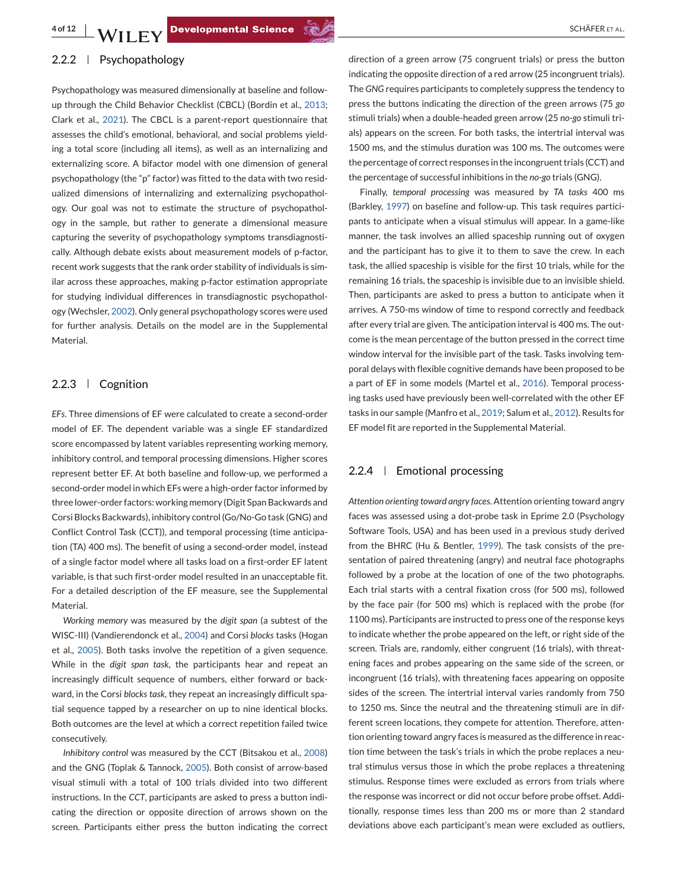### 2.2.2 | Psychopathology

Psychopathology was measured dimensionally at baseline and follow-up through the Child Behavior Checklist (CBCL) (Bordin et al., 2013; Clark et al., 2021). The CBCL is a parent-report questionnaire that assesses the child's emotional, behavioral, and social problems yielding a total score (including all items), as well as an internalizing and externalizing score. A bifactor model with one dimension of general psychopathology (the "p" factor) was fitted to the data with two residualized dimensions of internalizing and externalizing psychopathology. Our goal was not to estimate the structure of psychopathology in the sample, but rather to generate a dimensional measure capturing the severity of psychopathology symptoms transdiagnostically. Although debate exists about measurement models of p-factor, recent work suggests that the rank order stability of individuals is similar across these approaches, making p-factor estimation appropriate for studying individual differences in transdiagnostic psychopathology (Wechsler, 2002). Only general psychopathology scores were used for further analysis. Details on the model are in the Supplemental Material.

### 2.2.3 | Cognition

*EFs.* Three dimensions of EF were calculated to create a second-order model of EF. The dependent variable was a single EF standardized score encompassed by latent variables representing working memory, inhibitory control, and temporal processing dimensions. Higher scores represent better EF. At both baseline and follow-up, we performed a second-order model in which EFs were a high-order factor informed by three lower-order factors: working memory (Digit Span Backwards and Corsi Blocks Backwards), inhibitory control (Go/No-Go task (GNG) and Conflict Control Task (CCT)), and temporal processing (time anticipation (TA) 400 ms). The benefit of using a second-order model, instead of a single factor model where all tasks load on a first-order EF latent variable, is that such first-order model resulted in an unacceptable fit. For a detailed description of the EF measure, see the Supplemental Material.

*Working memory* was measured by the *digit span* (a subtest of the WISC-III) (Vandierendonck et al., 2004) and Corsi *blocks* tasks (Hogan et al., 2005). Both tasks involve the repetition of a given sequence. While in the *digit span task*, the participants hear and repeat an increasingly difficult sequence of numbers, either forward or backward, in the Corsi *blocks task*, they repeat an increasingly difficult spatial sequence tapped by a researcher on up to nine identical blocks. Both outcomes are the level at which a correct repetition failed twice consecutively.

*Inhibitory control* was measured by the CCT (Bitsakou et al., 2008) and the GNG (Toplak & Tannock, 2005). Both consist of arrow-based visual stimuli with a total of 100 trials divided into two different instructions. In the *CCT*, participants are asked to press a button indicating the direction or opposite direction of arrows shown on the screen. Participants either press the button indicating the correct direction of a green arrow (75 congruent trials) or press the button indicating the opposite direction of a red arrow (25 incongruent trials). The *GNG* requires participants to completely suppress the tendency to press the buttons indicating the direction of the green arrows (75 *go* stimuli trials) when a double-headed green arrow (25 *no-go* stimuli trials) appears on the screen. For both tasks, the intertrial interval was 1500 ms, and the stimulus duration was 100 ms. The outcomes were the percentage of correct responses in the incongruent trials (CCT) and the percentage of successful inhibitions in the *no-go* trials (GNG).

Finally, *temporal processing* was measured by *TA tasks* 400 ms (Barkley, 1997) on baseline and follow-up. This task requires participants to anticipate when a visual stimulus will appear. In a game-like manner, the task involves an allied spaceship running out of oxygen and the participant has to give it to them to save the crew. In each task, the allied spaceship is visible for the first 10 trials, while for the remaining 16 trials, the spaceship is invisible due to an invisible shield. Then, participants are asked to press a button to anticipate when it arrives. A 750-ms window of time to respond correctly and feedback after every trial are given. The anticipation interval is 400 ms. The outcome is the mean percentage of the button pressed in the correct time window interval for the invisible part of the task. Tasks involving temporal delays with flexible cognitive demands have been proposed to be a part of EF in some models (Martel et al., 2016). Temporal processing tasks used have previously been well-correlated with the other EF tasks in our sample (Manfro et al., 2019; Salum et al., 2012). Results for EF model fit are reported in the Supplemental Material.

### 2.2.4 | Emotional processing

*Attention orienting toward angry faces.* Attention orienting toward angry faces was assessed using a dot-probe task in Eprime 2.0 (Psychology Software Tools, USA) and has been used in a previous study derived from the BHRC (Hu & Bentler, 1999). The task consists of the presentation of paired threatening (angry) and neutral face photographs followed by a probe at the location of one of the two photographs. Each trial starts with a central fixation cross (for 500 ms), followed by the face pair (for 500 ms) which is replaced with the probe (for 1100 ms). Participants are instructed to press one of the response keys to indicate whether the probe appeared on the left, or right side of the screen. Trials are, randomly, either congruent (16 trials), with threatening faces and probes appearing on the same side of the screen, or incongruent (16 trials), with threatening faces appearing on opposite sides of the screen. The intertrial interval varies randomly from 750 to 1250 ms. Since the neutral and the threatening stimuli are in different screen locations, they compete for attention. Therefore, attention orienting toward angry faces is measured as the difference in reaction time between the task's trials in which the probe replaces a neutral stimulus versus those in which the probe replaces a threatening stimulus. Response times were excluded as errors from trials where the response was incorrect or did not occur before probe offset. Additionally, response times less than 200 ms or more than 2 standard deviations above each participant's mean were excluded as outliers,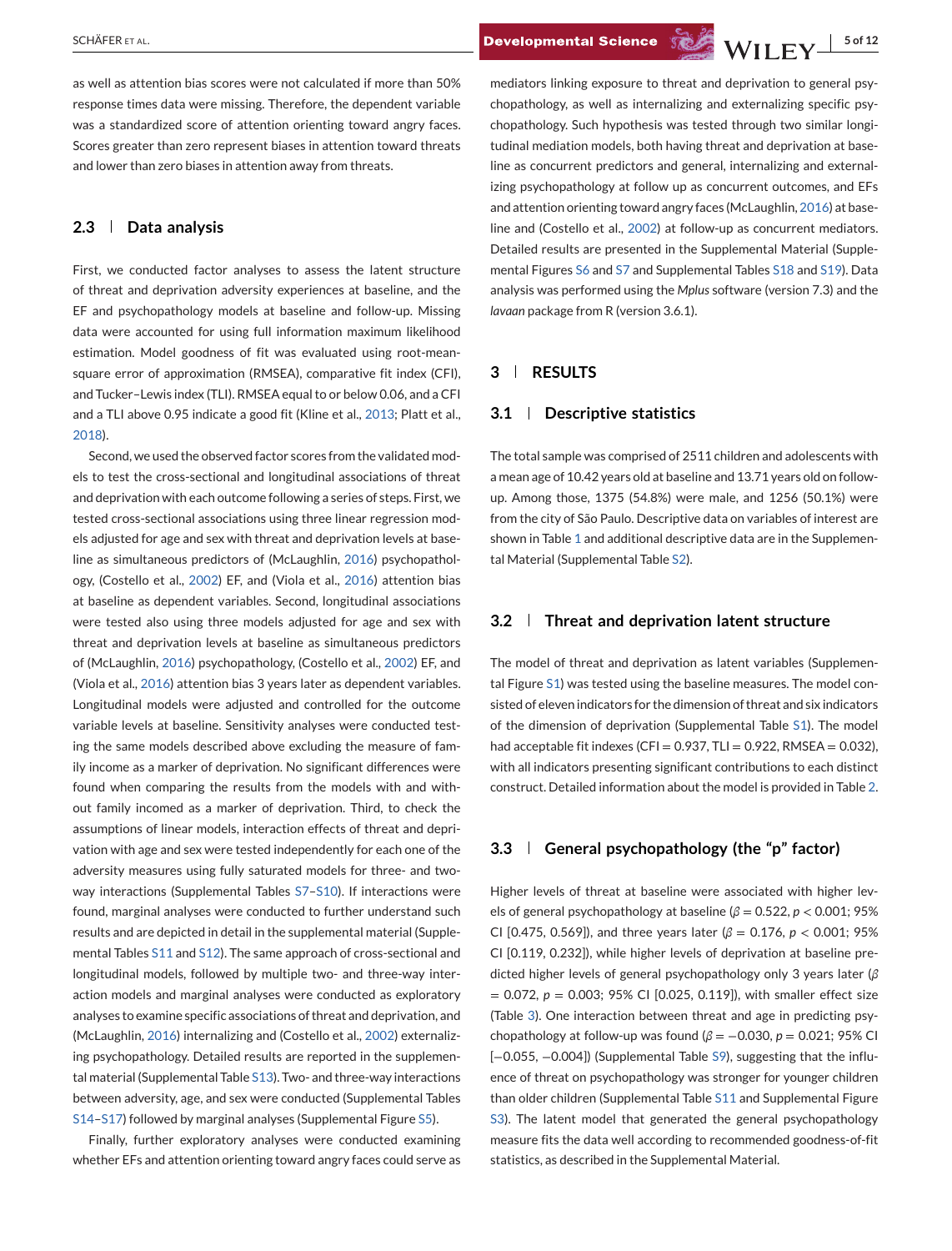as well as attention bias scores were not calculated if more than 50% response times data were missing. Therefore, the dependent variable was a standardized score of attention orienting toward angry faces. Scores greater than zero represent biases in attention toward threats and lower than zero biases in attention away from threats.

### 2.3 | Data analysis

First, we conducted factor analyses to assess the latent structure of threat and deprivation adversity experiences at baseline, and the EF and psychopathology models at baseline and follow-up. Missing data were accounted for using full information maximum likelihood estimation. Model goodness of fit was evaluated using root-mean-square error of approximation (RMSEA), comparative fit index (CFI), and Tucker–Lewis index (TLI). RMSEA equal to or below 0.06, and a CFI and a TLI above 0.95 indicate a good fit (Kline et al., 2013; Platt et al., 2018).

Second, we used the observed factor scores from the validated models to test the cross-sectional and longitudinal associations of threat and deprivation with each outcome following a series of steps. First, we tested cross-sectional associations using three linear regression models adjusted for age and sex with threat and deprivation levels at baseline as simultaneous predictors of (McLaughlin, 2016) psychopathology, (Costello et al., 2002) EF, and (Viola et al., 2016) attention bias at baseline as dependent variables. Second, longitudinal associations were tested also using three models adjusted for age and sex with threat and deprivation levels at baseline as simultaneous predictors of (McLaughlin, 2016) psychopathology, (Costello et al., 2002) EF, and (Viola et al., 2016) attention bias 3 years later as dependent variables. Longitudinal models were adjusted and controlled for the outcome variable levels at baseline. Sensitivity analyses were conducted testing the same models described above excluding the measure of family income as a marker of deprivation. No significant differences were found when comparing the results from the models with and without family incomed as a marker of deprivation. Third, to check the assumptions of linear models, interaction effects of threat and deprivation with age and sex were tested independently for each one of the adversity measures using fully saturated models for three- and two-way interactions (Supplemental Tables S7–S10). If interactions were found, marginal analyses were conducted to further understand such results and are depicted in detail in the supplemental material (Supplemental Tables S11 and S12). The same approach of cross-sectional and longitudinal models, followed by multiple two- and three-way interaction models and marginal analyses were conducted as exploratory analyses to examine specific associations of threat and deprivation, and (McLaughlin, 2016) internalizing and (Costello et al., 2002) externalizing psychopathology. Detailed results are reported in the supplemental material (Supplemental Table S13). Two- and three-way interactions between adversity, age, and sex were conducted (Supplemental Tables S14–S17) followed by marginal analyses (Supplemental Figure S5).

Finally, further exploratory analyses were conducted examining whether EFs and attention orienting toward angry faces could serve as mediators linking exposure to threat and deprivation to general psychopathology, as well as internalizing and externalizing specific psychopathology. Such hypothesis was tested through two similar longitudinal mediation models, both having threat and deprivation at baseline as concurrent predictors and general, internalizing and externalizing psychopathology at follow up as concurrent outcomes, and EFs and attention orienting toward angry faces (McLaughlin, 2016) at baseline and (Costello et al., 2002) at follow-up as concurrent mediators. Detailed results are presented in the Supplemental Material (Supplemental Figures S6 and S7 and Supplemental Tables S18 and S19). Data analysis was performed using the *Mplus* software (version 7.3) and the *lavaan* package from R (version 3.6.1).

## 3 | RESULTS

### 3.1 | Descriptive statistics

The total sample was comprised of 2511 children and adolescents with a mean age of 10.42 years old at baseline and 13.71 years old on follow-up. Among those, 1375 (54.8%) were male, and 1256 (50.1%) were from the city of São Paulo. Descriptive data on variables of interest are shown in Table 1 and additional descriptive data are in the Supplemental Material (Supplemental Table S2).

### 3.2 | Threat and deprivation latent structure

The model of threat and deprivation as latent variables (Supplemental Figure S1) was tested using the baseline measures. The model consisted of eleven indicators for the dimension of threat and six indicators of the dimension of deprivation (Supplemental Table S1). The model had acceptable fit indexes (CFI = 0.937, TLI = 0.922, RMSEA = 0.032), with all indicators presenting significant contributions to each distinct construct. Detailed information about the model is provided in Table 2.

### 3.3 | General psychopathology (the "p" factor)

Higher levels of threat at baseline were associated with higher levels of general psychopathology at baseline ($\beta = 0.522$, $p < 0.001$; 95% CI [0.475, 0.569]), and three years later ($\beta = 0.176$, $p < 0.001$; 95% CI [0.119, 0.232]), while higher levels of deprivation at baseline predicted higher levels of general psychopathology only 3 years later ($\beta = 0.072$, $p = 0.003$; 95% CI [0.025, 0.119]), with smaller effect size (Table 3). One interaction between threat and age in predicting psychopathology at follow-up was found ($\beta = -0.030$, $p = 0.021$; 95% CI [−0.055, −0.004]) (Supplemental Table S9), suggesting that the influence of threat on psychopathology was stronger for younger children than older children (Supplemental Table S11 and Supplemental Figure S3). The latent model that generated the general psychopathology measure fits the data well according to recommended goodness-of-fit statistics, as described in the Supplemental Material.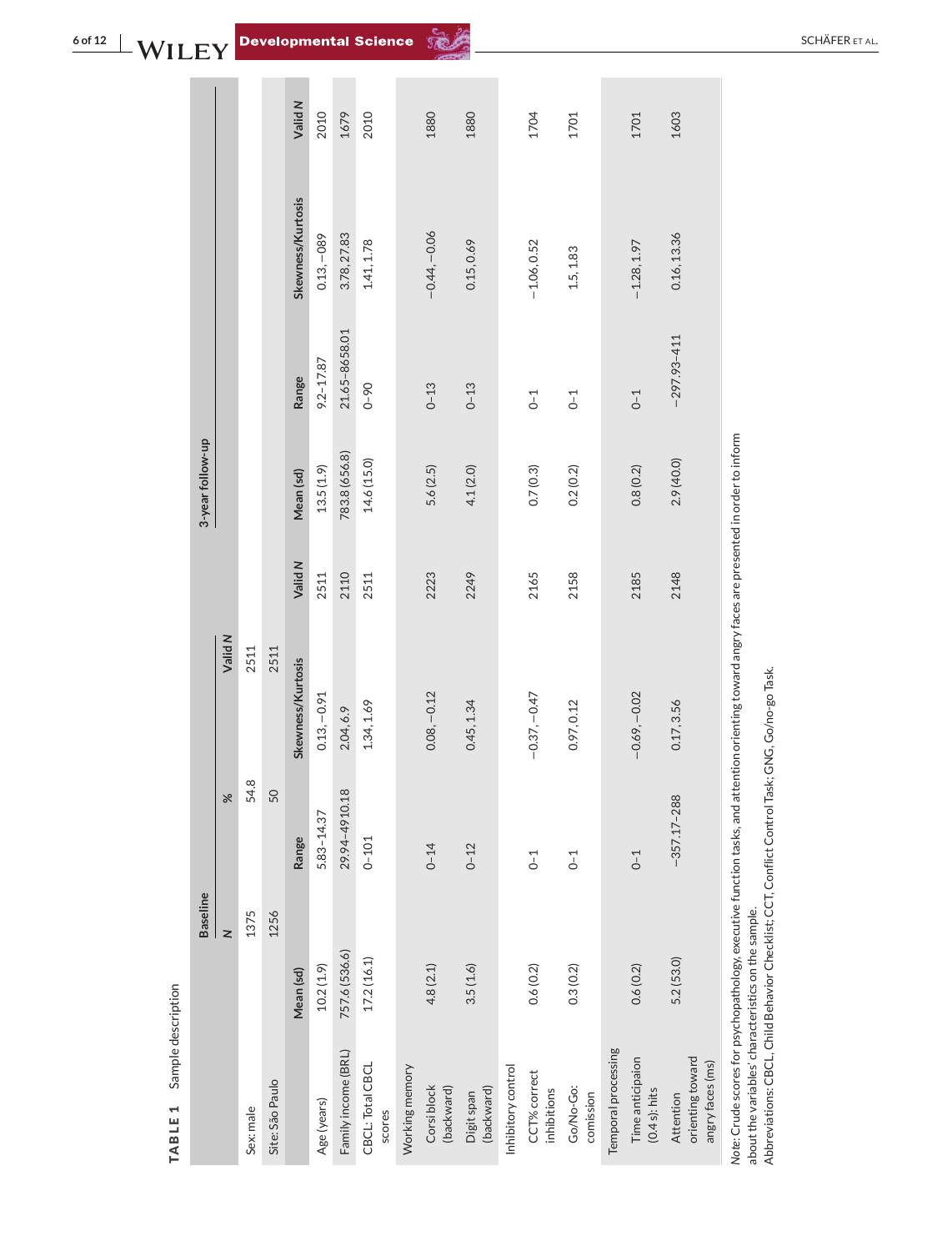**TABLE 1** Sample description

| | Baseline | | | | | 3-year follow-up | | | |
|---|---|---|---|---|---|---|---|---|---|
| | N | | % | | Valid N | | | | |
| Sex: male | 1375 | | 54.8 | | 2511 | | | | |
| Site: São Paulo | 1256 | | 50 | | 2511 | | | | |
| | Mean (sd) | Range | | Skewness/Kurtosis | Valid N | Mean (sd) | Range | Skewness/Kurtosis | Valid N |
| Age (years) | 10.2 (1.9) | 5.83–14.37 | | 0.13, −0.91 | 2511 | 13.5 (1.9) | 9.2–17.87 | 0.13, −089 | 2010 |
| Family income (BRL) | 757.6 (536.6) | 29.94–4910.18 | | 2.04, 6.9 | 2110 | 783.8 (656.8) | 21.65–8658.01 | 3.78, 27.83 | 1679 |
| CBCL: Total CBCL scores | 17.2 (16.1) | 0–101 | | 1.34, 1.69 | 2511 | 14.6 (15.0) | 0–90 | 1.41, 1.78 | 2010 |
| Working memory | | | | | | | | | |
| Corsi block (backward) | 4.8 (2.1) | 0–14 | | 0.08, −0.12 | 2223 | 5.6 (2.5) | 0–13 | −0.44, −0.06 | 1880 |
| Digit span (backward) | 3.5 (1.6) | 0–12 | | 0.45, 1.34 | 2249 | 4.1 (2.0) | 0–13 | 0.15, 0.69 | 1880 |
| Inhibitory control | | | | | | | | | |
| CCT% correct inhibitions | 0.6 (0.2) | 0–1 | | −0.37, −0.47 | 2165 | 0.7 (0.3) | 0–1 | −1.06, 0.52 | 1704 |
| Go/No-Go: comission | 0.3 (0.2) | 0–1 | | 0.97, 0.12 | 2158 | 0.2 (0.2) | 0–1 | 1.5, 1.83 | 1701 |
| Temporal processing | | | | | | | | | |
| Time anticipaion (0.4 s): hits | 0.6 (0.2) | 0–1 | | −0.69, −0.02 | 2185 | 0.8 (0.2) | 0–1 | −1.28, 1.97 | 1701 |
| Attention orienting toward angry faces (ms) | 5.2 (53.0) | −357.17–288 | | 0.17, 3.56 | 2148 | 2.9 (40.0) | −297.93–411 | 0.16, 13.36 | 1603 |

*Note*: Crude scores for psychopathology, executive function tasks, and attention orienting toward angry faces are presented in order to inform about the variables' characteristics on the sample.

Abbreviations: CBCL, Child Behavior Checklist; CCT, Conflict Control Task; GNG, Go/no-go Task.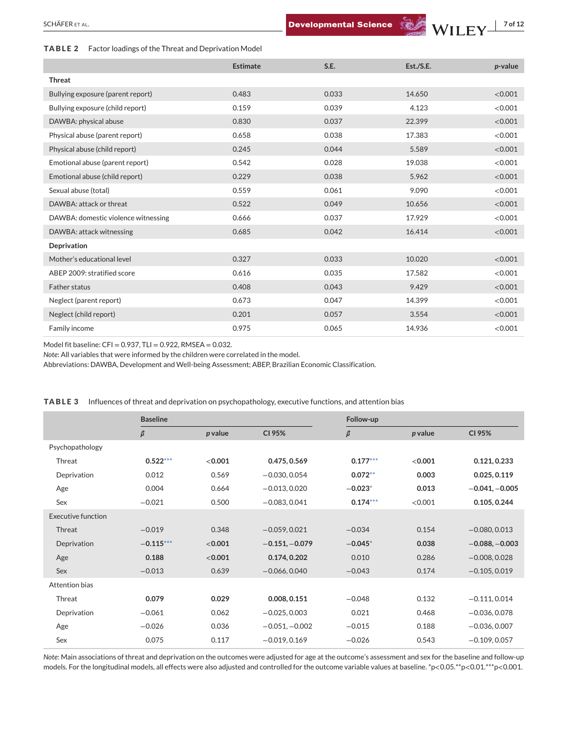**TABLE 2** Factor loadings of the Threat and Deprivation Model

| | Estimate | S.E. | Est./S.E. | *p*-value |
|---|---|---|---|---|
| **Threat** | | | | |
| Bullying exposure (parent report) | 0.483 | 0.033 | 14.650 | <0.001 |
| Bullying exposure (child report) | 0.159 | 0.039 | 4.123 | <0.001 |
| DAWBA: physical abuse | 0.830 | 0.037 | 22.399 | <0.001 |
| Physical abuse (parent report) | 0.658 | 0.038 | 17.383 | <0.001 |
| Physical abuse (child report) | 0.245 | 0.044 | 5.589 | <0.001 |
| Emotional abuse (parent report) | 0.542 | 0.028 | 19.038 | <0.001 |
| Emotional abuse (child report) | 0.229 | 0.038 | 5.962 | <0.001 |
| Sexual abuse (total) | 0.559 | 0.061 | 9.090 | <0.001 |
| DAWBA: attack or threat | 0.522 | 0.049 | 10.656 | <0.001 |
| DAWBA: domestic violence witnessing | 0.666 | 0.037 | 17.929 | <0.001 |
| DAWBA: attack witnessing | 0.685 | 0.042 | 16.414 | <0.001 |
| **Deprivation** | | | | |
| Mother's educational level | 0.327 | 0.033 | 10.020 | <0.001 |
| ABEP 2009: stratified score | 0.616 | 0.035 | 17.582 | <0.001 |
| Father status | 0.408 | 0.043 | 9.429 | <0.001 |
| Neglect (parent report) | 0.673 | 0.047 | 14.399 | <0.001 |
| Neglect (child report) | 0.201 | 0.057 | 3.554 | <0.001 |
| Family income | 0.975 | 0.065 | 14.936 | <0.001 |

Model fit baseline: CFI = 0.937, TLI = 0.922, RMSEA = 0.032.
*Note*: All variables that were informed by the children were correlated in the model.
Abbreviations: DAWBA, Development and Well-being Assessment; ABEP, Brazilian Economic Classification.

**TABLE 3** Influences of threat and deprivation on psychopathology, executive functions, and attention bias

| | Baseline | | | Follow-up | | |
|---|---|---|---|---|---|---|
| | $\beta$ | *p* value | CI 95% | $\beta$ | *p* value | CI 95% |
| Psychopathology | | | | | | |
| Threat | **0.522*****| <**0.001** | **0.475, 0.569** | **0.177***** | <**0.001** | **0.121, 0.233** |
| Deprivation | 0.012 | 0.569 | −0.030, 0.054 | **0.072**** | **0.003** | **0.025, 0.119** |
| Age | 0.004 | 0.664 | −0.013, 0.020 | **−0.023*** | **0.013** | **−0.041, −0.005** |
| Sex | −0.021 | 0.500 | −0.083, 0.041 | **0.174***** | <0.001 | **0.105, 0.244** |
| Executive function | | | | | | |
| Threat | −0.019 | 0.348 | −0.059, 0.021 | −0.034 | 0.154 | −0.080, 0.013 |
| Deprivation | **−0.115***** | <**0.001** | **−0.151, −0.079** | **−0.045*** | **0.038** | **−0.088, −0.003** |
| Age | **0.188** | <**0.001** | **0.174, 0.202** | 0.010 | 0.286 | −0.008, 0.028 |
| Sex | −0.013 | 0.639 | −0.066, 0.040 | −0.043 | 0.174 | −0.105, 0.019 |
| Attention bias | | | | | | |
| Threat | **0.079** | **0.029** | **0.008, 0.151** | −0.048 | 0.132 | −0.111, 0.014 |
| Deprivation | −0.061 | 0.062 | −0.025, 0.003 | 0.021 | 0.468 | −0.036, 0.078 |
| Age | −0.026 | 0.036 | −0.051, −0.002 | −0.015 | 0.188 | −0.036, 0.007 |
| Sex | 0.075 | 0.117 | −0.019, 0.169 | −0.026 | 0.543 | −0.109, 0.057 |

*Note*: Main associations of threat and deprivation on the outcomes were adjusted for age at the outcome's assessment and sex for the baseline and follow-up models. For the longitudinal models, all effects were also adjusted and controlled for the outcome variable values at baseline. *$p<0.05$. **$p<0.01$. ***$p<0.001$.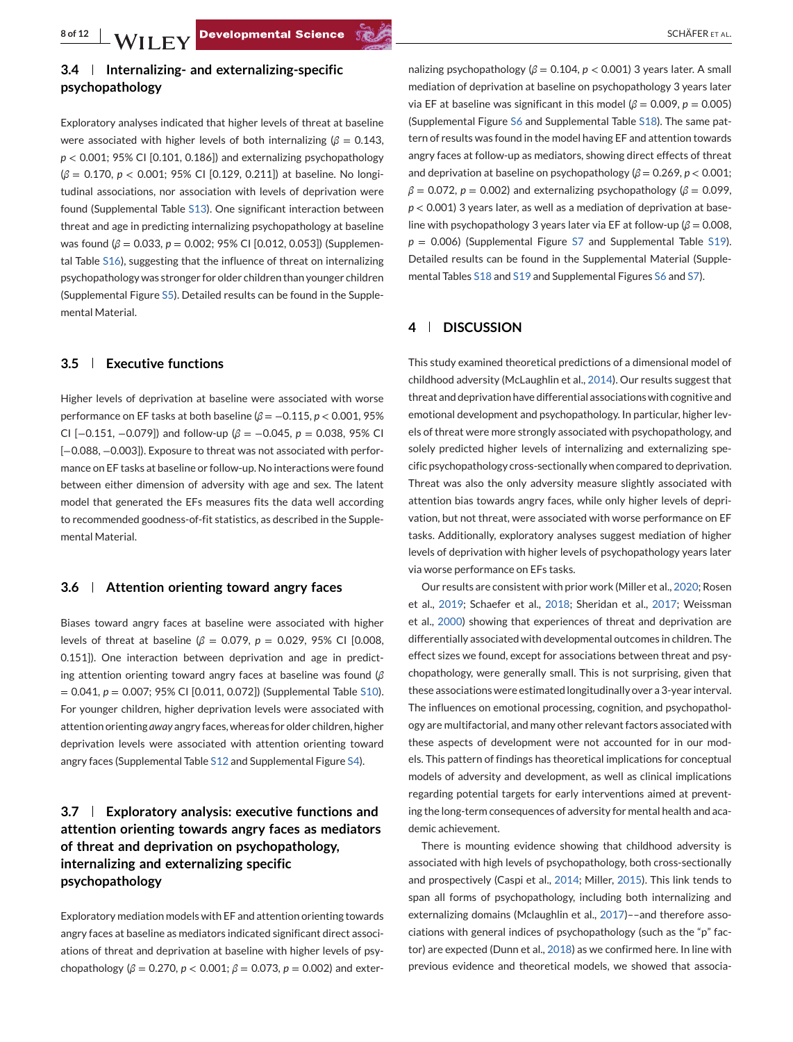### 3.4 | Internalizing- and externalizing-specific psychopathology

Exploratory analyses indicated that higher levels of threat at baseline were associated with higher levels of both internalizing ($\beta$ = 0.143, $p$ < 0.001; 95% CI [0.101, 0.186]) and externalizing psychopathology ($\beta$ = 0.170, $p$ < 0.001; 95% CI [0.129, 0.211]) at baseline. No longitudinal associations, nor association with levels of deprivation were found (Supplemental Table S13). One significant interaction between threat and age in predicting internalizing psychopathology at baseline was found ($\beta$ = 0.033, $p$ = 0.002; 95% CI [0.012, 0.053]) (Supplemental Table S16), suggesting that the influence of threat on internalizing psychopathology was stronger for older children than younger children (Supplemental Figure S5). Detailed results can be found in the Supplemental Material.

### 3.5 | Executive functions

Higher levels of deprivation at baseline were associated with worse performance on EF tasks at both baseline ($\beta$ = −0.115, $p$ < 0.001, 95% CI [−0.151, −0.079]) and follow-up ($\beta$ = −0.045, $p$ = 0.038, 95% CI [−0.088, −0.003]). Exposure to threat was not associated with performance on EF tasks at baseline or follow-up. No interactions were found between either dimension of adversity with age and sex. The latent model that generated the EFs measures fits the data well according to recommended goodness-of-fit statistics, as described in the Supplemental Material.

### 3.6 | Attention orienting toward angry faces

Biases toward angry faces at baseline were associated with higher levels of threat at baseline ($\beta$ = 0.079, $p$ = 0.029, 95% CI [0.008, 0.151]). One interaction between deprivation and age in predicting attention orienting toward angry faces at baseline was found ($\beta$ = 0.041, $p$ = 0.007; 95% CI [0.011, 0.072]) (Supplemental Table S10). For younger children, higher deprivation levels were associated with attention orienting *away* angry faces, whereas for older children, higher deprivation levels were associated with attention orienting toward angry faces (Supplemental Table S12 and Supplemental Figure S4).

### 3.7 | Exploratory analysis: executive functions and attention orienting towards angry faces as mediators of threat and deprivation on psychopathology, internalizing and externalizing specific psychopathology

Exploratory mediation models with EF and attention orienting towards angry faces at baseline as mediators indicated significant direct associations of threat and deprivation at baseline with higher levels of psychopathology ($\beta$ = 0.270, $p$ < 0.001; $\beta$ = 0.073, $p$ = 0.002) and externalizing psychopathology ($\beta$ = 0.104, $p$ < 0.001) 3 years later. A small mediation of deprivation at baseline on psychopathology 3 years later via EF at baseline was significant in this model ($\beta$ = 0.009, $p$ = 0.005) (Supplemental Figure S6 and Supplemental Table S18). The same pattern of results was found in the model having EF and attention towards angry faces at follow-up as mediators, showing direct effects of threat and deprivation at baseline on psychopathology ($\beta$ = 0.269, $p$ < 0.001; $\beta$ = 0.072, $p$ = 0.002) and externalizing psychopathology ($\beta$ = 0.099, $p$ < 0.001) 3 years later, as well as a mediation of deprivation at baseline with psychopathology 3 years later via EF at follow-up ($\beta$ = 0.008, $p$ = 0.006) (Supplemental Figure S7 and Supplemental Table S19). Detailed results can be found in the Supplemental Material (Supplemental Tables S18 and S19 and Supplemental Figures S6 and S7).

## 4 | DISCUSSION

This study examined theoretical predictions of a dimensional model of childhood adversity (McLaughlin et al., 2014). Our results suggest that threat and deprivation have differential associations with cognitive and emotional development and psychopathology. In particular, higher levels of threat were more strongly associated with psychopathology, and solely predicted higher levels of internalizing and externalizing specific psychopathology cross-sectionally when compared to deprivation. Threat was also the only adversity measure slightly associated with attention bias towards angry faces, while only higher levels of deprivation, but not threat, were associated with worse performance on EF tasks. Additionally, exploratory analyses suggest mediation of higher levels of deprivation with higher levels of psychopathology years later via worse performance on EFs tasks.

Our results are consistent with prior work (Miller et al., 2020; Rosen et al., 2019; Schaefer et al., 2018; Sheridan et al., 2017; Weissman et al., 2000) showing that experiences of threat and deprivation are differentially associated with developmental outcomes in children. The effect sizes we found, except for associations between threat and psychopathology, were generally small. This is not surprising, given that these associations were estimated longitudinally over a 3-year interval. The influences on emotional processing, cognition, and psychopathology are multifactorial, and many other relevant factors associated with these aspects of development were not accounted for in our models. This pattern of findings has theoretical implications for conceptual models of adversity and development, as well as clinical implications regarding potential targets for early interventions aimed at preventing the long-term consequences of adversity for mental health and academic achievement.

There is mounting evidence showing that childhood adversity is associated with high levels of psychopathology, both cross-sectionally and prospectively (Caspi et al., 2014; Miller, 2015). This link tends to span all forms of psychopathology, including both internalizing and externalizing domains (Mclaughlin et al., 2017)––and therefore associations with general indices of psychopathology (such as the "p" factor) are expected (Dunn et al., 2018) as we confirmed here. In line with previous evidence and theoretical models, we showed that associa-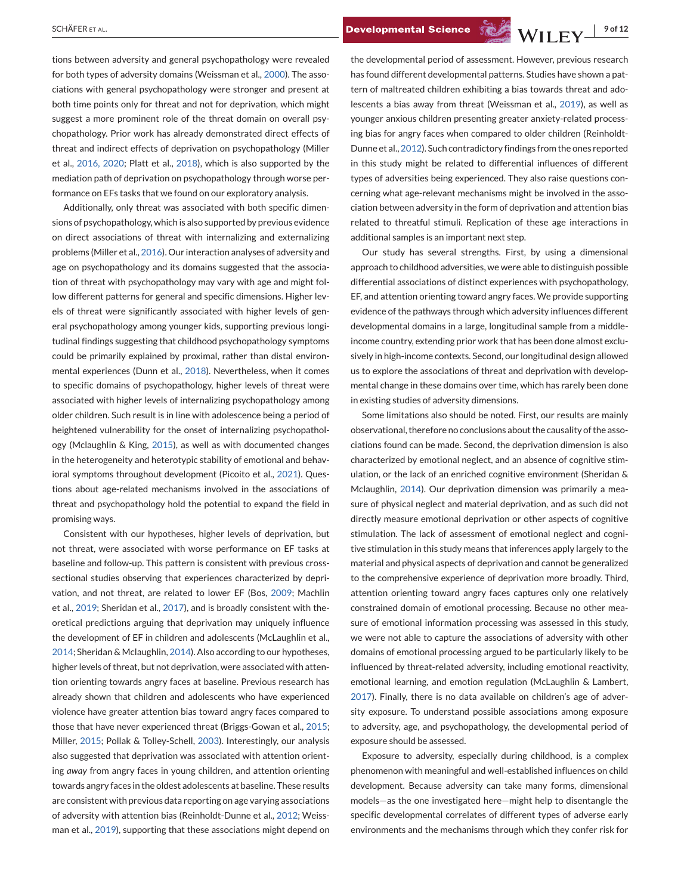tions between adversity and general psychopathology were revealed for both types of adversity domains (Weissman et al., 2000). The associations with general psychopathology were stronger and present at both time points only for threat and not for deprivation, which might suggest a more prominent role of the threat domain on overall psychopathology. Prior work has already demonstrated direct effects of threat and indirect effects of deprivation on psychopathology (Miller et al., 2016, 2020; Platt et al., 2018), which is also supported by the mediation path of deprivation on psychopathology through worse performance on EFs tasks that we found on our exploratory analysis.

Additionally, only threat was associated with both specific dimensions of psychopathology, which is also supported by previous evidence on direct associations of threat with internalizing and externalizing problems (Miller et al., 2016). Our interaction analyses of adversity and age on psychopathology and its domains suggested that the association of threat with psychopathology may vary with age and might follow different patterns for general and specific dimensions. Higher levels of threat were significantly associated with higher levels of general psychopathology among younger kids, supporting previous longitudinal findings suggesting that childhood psychopathology symptoms could be primarily explained by proximal, rather than distal environmental experiences (Dunn et al., 2018). Nevertheless, when it comes to specific domains of psychopathology, higher levels of threat were associated with higher levels of internalizing psychopathology among older children. Such result is in line with adolescence being a period of heightened vulnerability for the onset of internalizing psychopathology (Mclaughlin & King, 2015), as well as with documented changes in the heterogeneity and heterotypic stability of emotional and behavioral symptoms throughout development (Picoito et al., 2021). Questions about age-related mechanisms involved in the associations of threat and psychopathology hold the potential to expand the field in promising ways.

Consistent with our hypotheses, higher levels of deprivation, but not threat, were associated with worse performance on EF tasks at baseline and follow-up. This pattern is consistent with previous cross-sectional studies observing that experiences characterized by deprivation, and not threat, are related to lower EF (Bos, 2009; Machlin et al., 2019; Sheridan et al., 2017), and is broadly consistent with theoretical predictions arguing that deprivation may uniquely influence the development of EF in children and adolescents (McLaughlin et al., 2014; Sheridan & Mclaughlin, 2014). Also according to our hypotheses, higher levels of threat, but not deprivation, were associated with attention orienting towards angry faces at baseline. Previous research has already shown that children and adolescents who have experienced violence have greater attention bias toward angry faces compared to those that have never experienced threat (Briggs-Gowan et al., 2015; Miller, 2015; Pollak & Tolley-Schell, 2003). Interestingly, our analysis also suggested that deprivation was associated with attention orienting *away* from angry faces in young children, and attention orienting towards angry faces in the oldest adolescents at baseline. These results are consistent with previous data reporting on age varying associations of adversity with attention bias (Reinholdt-Dunne et al., 2012; Weissman et al., 2019), supporting that these associations might depend on the developmental period of assessment. However, previous research has found different developmental patterns. Studies have shown a pattern of maltreated children exhibiting a bias towards threat and adolescents a bias away from threat (Weissman et al., 2019), as well as younger anxious children presenting greater anxiety-related processing bias for angry faces when compared to older children (Reinholdt-Dunne et al., 2012). Such contradictory findings from the ones reported in this study might be related to differential influences of different types of adversities being experienced. They also raise questions concerning what age-relevant mechanisms might be involved in the association between adversity in the form of deprivation and attention bias related to threatful stimuli. Replication of these age interactions in additional samples is an important next step.

Our study has several strengths. First, by using a dimensional approach to childhood adversities, we were able to distinguish possible differential associations of distinct experiences with psychopathology, EF, and attention orienting toward angry faces. We provide supporting evidence of the pathways through which adversity influences different developmental domains in a large, longitudinal sample from a middle-income country, extending prior work that has been done almost exclusively in high-income contexts. Second, our longitudinal design allowed us to explore the associations of threat and deprivation with developmental change in these domains over time, which has rarely been done in existing studies of adversity dimensions.

Some limitations also should be noted. First, our results are mainly observational, therefore no conclusions about the causality of the associations found can be made. Second, the deprivation dimension is also characterized by emotional neglect, and an absence of cognitive stimulation, or the lack of an enriched cognitive environment (Sheridan & Mclaughlin, 2014). Our deprivation dimension was primarily a measure of physical neglect and material deprivation, and as such did not directly measure emotional deprivation or other aspects of cognitive stimulation. The lack of assessment of emotional neglect and cognitive stimulation in this study means that inferences apply largely to the material and physical aspects of deprivation and cannot be generalized to the comprehensive experience of deprivation more broadly. Third, attention orienting toward angry faces captures only one relatively constrained domain of emotional processing. Because no other measure of emotional information processing was assessed in this study, we were not able to capture the associations of adversity with other domains of emotional processing argued to be particularly likely to be influenced by threat-related adversity, including emotional reactivity, emotional learning, and emotion regulation (McLaughlin & Lambert, 2017). Finally, there is no data available on children's age of adversity exposure. To understand possible associations among exposure to adversity, age, and psychopathology, the developmental period of exposure should be assessed.

Exposure to adversity, especially during childhood, is a complex phenomenon with meaningful and well-established influences on child development. Because adversity can take many forms, dimensional models—as the one investigated here—might help to disentangle the specific developmental correlates of different types of adverse early environments and the mechanisms through which they confer risk for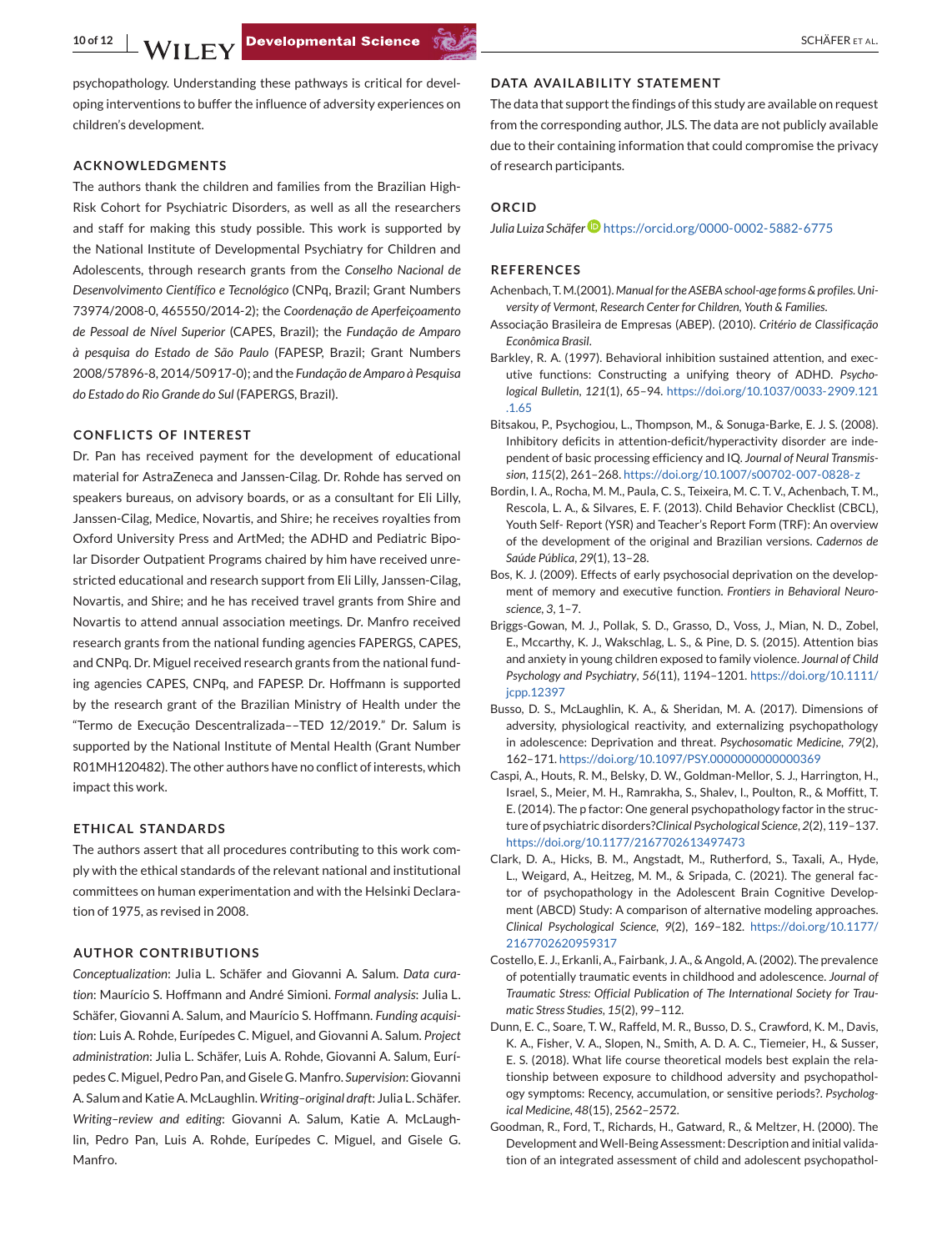psychopathology. Understanding these pathways is critical for developing interventions to buffer the influence of adversity experiences on children's development.

## ACKNOWLEDGMENTS

The authors thank the children and families from the Brazilian High-Risk Cohort for Psychiatric Disorders, as well as all the researchers and staff for making this study possible. This work is supported by the National Institute of Developmental Psychiatry for Children and Adolescents, through research grants from the *Conselho Nacional de Desenvolvimento Científico e Tecnológico* (CNPq, Brazil; Grant Numbers 73974/2008-0, 465550/2014-2); the *Coordenação de Aperfeiçoamento de Pessoal de Nível Superior* (CAPES, Brazil); the *Fundação de Amparo à pesquisa do Estado de São Paulo* (FAPESP, Brazil; Grant Numbers 2008/57896-8, 2014/50917-0); and the *Fundação de Amparo à Pesquisa do Estado do Rio Grande do Sul* (FAPERGS, Brazil).

## CONFLICTS OF INTEREST

Dr. Pan has received payment for the development of educational material for AstraZeneca and Janssen-Cilag. Dr. Rohde has served on speakers bureaus, on advisory boards, or as a consultant for Eli Lilly, Janssen-Cilag, Medice, Novartis, and Shire; he receives royalties from Oxford University Press and ArtMed; the ADHD and Pediatric Bipolar Disorder Outpatient Programs chaired by him have received unrestricted educational and research support from Eli Lilly, Janssen-Cilag, Novartis, and Shire; and he has received travel grants from Shire and Novartis to attend annual association meetings. Dr. Manfro received research grants from the national funding agencies FAPERGS, CAPES, and CNPq. Dr. Miguel received research grants from the national funding agencies CAPES, CNPq, and FAPESP. Dr. Hoffmann is supported by the research grant of the Brazilian Ministry of Health under the "Termo de Execução Descentralizada––TED 12/2019." Dr. Salum is supported by the National Institute of Mental Health (Grant Number R01MH120482). The other authors have no conflict of interests, which impact this work.

## ETHICAL STANDARDS

The authors assert that all procedures contributing to this work comply with the ethical standards of the relevant national and institutional committees on human experimentation and with the Helsinki Declaration of 1975, as revised in 2008.

## AUTHOR CONTRIBUTIONS

*Conceptualization*: Julia L. Schäfer and Giovanni A. Salum. *Data curation*: Maurício S. Hoffmann and André Simioni. *Formal analysis*: Julia L. Schäfer, Giovanni A. Salum, and Maurício S. Hoffmann. *Funding acquisition*: Luis A. Rohde, Eurípedes C. Miguel, and Giovanni A. Salum. *Project administration*: Julia L. Schäfer, Luis A. Rohde, Giovanni A. Salum, Eurípedes C. Miguel, Pedro Pan, and Gisele G. Manfro. *Supervision*: Giovanni A. Salum and Katie A. McLaughlin. *Writing–original draft*: Julia L. Schäfer. *Writing–review and editing*: Giovanni A. Salum, Katie A. McLaughlin, Pedro Pan, Luis A. Rohde, Eurípedes C. Miguel, and Gisele G. Manfro.

## DATA AVAILABILITY STATEMENT

The data that support the findings of this study are available on request from the corresponding author, JLS. The data are not publicly available due to their containing information that could compromise the privacy of research participants.

## ORCID

*Julia Luiza Schäfer* https://orcid.org/0000-0002-5882-6775

## REFERENCES

Achenbach, T. M.(2001). *Manual for the ASEBA school-age forms & profiles. University of Vermont, Research Center for Children, Youth & Families.*

Associação Brasileira de Empresas (ABEP). (2010). *Critério de Classificação Econômica Brasil.*

Barkley, R. A. (1997). Behavioral inhibition sustained attention, and executive functions: Constructing a unifying theory of ADHD. *Psychological Bulletin*, *121*(1), 65–94. https://doi.org/10.1037/0033-2909.121.1.65

Bitsakou, P., Psychogiou, L., Thompson, M., & Sonuga-Barke, E. J. S. (2008). Inhibitory deficits in attention-deficit/hyperactivity disorder are independent of basic processing efficiency and IQ. *Journal of Neural Transmission*, *115*(2), 261–268. https://doi.org/10.1007/s00702-007-0828-z

Bordin, I. A., Rocha, M. M., Paula, C. S., Teixeira, M. C. T. V., Achenbach, T. M., Rescola, L. A., & Silvares, E. F. (2013). Child Behavior Checklist (CBCL), Youth Self- Report (YSR) and Teacher's Report Form (TRF): An overview of the development of the original and Brazilian versions. *Cadernos de Saúde Pública*, *29*(1), 13–28.

Bos, K. J. (2009). Effects of early psychosocial deprivation on the development of memory and executive function. *Frontiers in Behavioral Neuroscience*, *3*, 1–7.

Briggs-Gowan, M. J., Pollak, S. D., Grasso, D., Voss, J., Mian, N. D., Zobel, E., Mccarthy, K. J., Wakschlag, L. S., & Pine, D. S. (2015). Attention bias and anxiety in young children exposed to family violence. *Journal of Child Psychology and Psychiatry*, *56*(11), 1194–1201. https://doi.org/10.1111/jcpp.12397

Busso, D. S., McLaughlin, K. A., & Sheridan, M. A. (2017). Dimensions of adversity, physiological reactivity, and externalizing psychopathology in adolescence: Deprivation and threat. *Psychosomatic Medicine*, *79*(2), 162–171. https://doi.org/10.1097/PSY.0000000000000369

Caspi, A., Houts, R. M., Belsky, D. W., Goldman-Mellor, S. J., Harrington, H., Israel, S., Meier, M. H., Ramrakha, S., Shalev, I., Poulton, R., & Moffitt, T. E. (2014). The p factor: One general psychopathology factor in the structure of psychiatric disorders?*Clinical Psychological Science*, *2*(2), 119–137. https://doi.org/10.1177/2167702613497473

Clark, D. A., Hicks, B. M., Angstadt, M., Rutherford, S., Taxali, A., Hyde, L., Weigard, A., Heitzeg, M. M., & Sripada, C. (2021). The general factor of psychopathology in the Adolescent Brain Cognitive Development (ABCD) Study: A comparison of alternative modeling approaches. *Clinical Psychological Science*, *9*(2), 169–182. https://doi.org/10.1177/2167702620959317

Costello, E. J., Erkanli, A., Fairbank, J. A., & Angold, A. (2002). The prevalence of potentially traumatic events in childhood and adolescence. *Journal of Traumatic Stress: Official Publication of The International Society for Traumatic Stress Studies*, *15*(2), 99–112.

Dunn, E. C., Soare, T. W., Raffeld, M. R., Busso, D. S., Crawford, K. M., Davis, K. A., Fisher, V. A., Slopen, N., Smith, A. D. A. C., Tiemeier, H., & Susser, E. S. (2018). What life course theoretical models best explain the relationship between exposure to childhood adversity and psychopathology symptoms: Recency, accumulation, or sensitive periods?. *Psychological Medicine*, *48*(15), 2562–2572.

Goodman, R., Ford, T., Richards, H., Gatward, R., & Meltzer, H. (2000). The Development and Well-Being Assessment: Description and initial validation of an integrated assessment of child and adolescent psychopathol-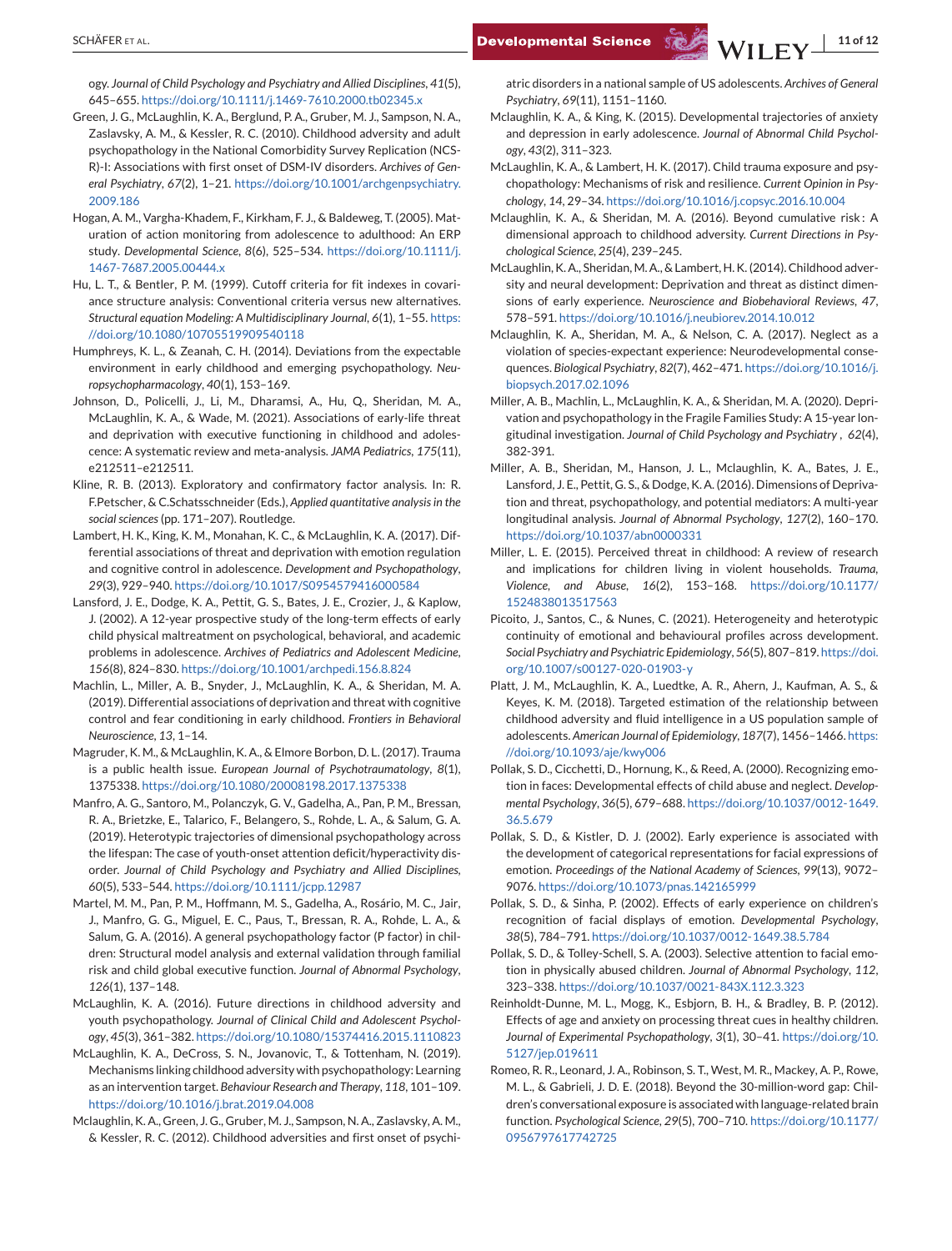ogy. *Journal of Child Psychology and Psychiatry and Allied Disciplines*, *41*(5), 645–655. https://doi.org/10.1111/j.1469-7610.2000.tb02345.x

Green, J. G., McLaughlin, K. A., Berglund, P. A., Gruber, M. J., Sampson, N. A., Zaslavsky, A. M., & Kessler, R. C. (2010). Childhood adversity and adult psychopathology in the National Comorbidity Survey Replication (NCS-R)-I: Associations with first onset of DSM-IV disorders. *Archives of General Psychiatry*, *67*(2), 1–21. https://doi.org/10.1001/archgenpsychiatry.2009.186

Hogan, A. M., Vargha-Khadem, F., Kirkham, F. J., & Baldeweg, T. (2005). Maturation of action monitoring from adolescence to adulthood: An ERP study. *Developmental Science*, *8*(6), 525–534. https://doi.org/10.1111/j.1467-7687.2005.00444.x

Hu, L. T., & Bentler, P. M. (1999). Cutoff criteria for fit indexes in covariance structure analysis: Conventional criteria versus new alternatives. *Structural equation Modeling: A Multidisciplinary Journal*, *6*(1), 1–55. https://doi.org/10.1080/10705519909540118

Humphreys, K. L., & Zeanah, C. H. (2014). Deviations from the expectable environment in early childhood and emerging psychopathology. *Neuropsychopharmacology*, *40*(1), 153–169.

Johnson, D., Policelli, J., Li, M., Dharamsi, A., Hu, Q., Sheridan, M. A., McLaughlin, K. A., & Wade, M. (2021). Associations of early-life threat and deprivation with executive functioning in childhood and adolescence: A systematic review and meta-analysis. *JAMA Pediatrics*, *175*(11), e212511–e212511.

Kline, R. B. (2013). Exploratory and confirmatory factor analysis. In: R. F.Petscher, & C.Schatsschneider (Eds.), *Applied quantitative analysis in the social sciences* (pp. 171–207). Routledge.

Lambert, H. K., King, K. M., Monahan, K. C., & McLaughlin, K. A. (2017). Differential associations of threat and deprivation with emotion regulation and cognitive control in adolescence. *Development and Psychopathology*, *29*(3), 929–940. https://doi.org/10.1017/S0954579416000584

Lansford, J. E., Dodge, K. A., Pettit, G. S., Bates, J. E., Crozier, J., & Kaplow, J. (2002). A 12-year prospective study of the long-term effects of early child physical maltreatment on psychological, behavioral, and academic problems in adolescence. *Archives of Pediatrics and Adolescent Medicine*, *156*(8), 824–830. https://doi.org/10.1001/archpedi.156.8.824

Machlin, L., Miller, A. B., Snyder, J., McLaughlin, K. A., & Sheridan, M. A. (2019). Differential associations of deprivation and threat with cognitive control and fear conditioning in early childhood. *Frontiers in Behavioral Neuroscience*, *13*, 1–14.

Magruder, K. M., & McLaughlin, K. A., & Elmore Borbon, D. L. (2017). Trauma is a public health issue. *European Journal of Psychotraumatology*, *8*(1), 1375338. https://doi.org/10.1080/20008198.2017.1375338

Manfro, A. G., Santoro, M., Polanczyk, G. V., Gadelha, A., Pan, P. M., Bressan, R. A., Brietzke, E., Talarico, F., Belangero, S., Rohde, L. A., & Salum, G. A. (2019). Heterotypic trajectories of dimensional psychopathology across the lifespan: The case of youth-onset attention deficit/hyperactivity disorder. *Journal of Child Psychology and Psychiatry and Allied Disciplines*, *60*(5), 533–544. https://doi.org/10.1111/jcpp.12987

Martel, M. M., Pan, P. M., Hoffmann, M. S., Gadelha, A., Rosário, M. C., Jair, J., Manfro, G. G., Miguel, E. C., Paus, T., Bressan, R. A., Rohde, L. A., & Salum, G. A. (2016). A general psychopathology factor (P factor) in children: Structural model analysis and external validation through familial risk and child global executive function. *Journal of Abnormal Psychology*, *126*(1), 137–148.

McLaughlin, K. A. (2016). Future directions in childhood adversity and youth psychopathology. *Journal of Clinical Child and Adolescent Psychology*, *45*(3), 361–382. https://doi.org/10.1080/15374416.2015.1110823

McLaughlin, K. A., DeCross, S. N., Jovanovic, T., & Tottenham, N. (2019). Mechanisms linking childhood adversity with psychopathology: Learning as an intervention target. *Behaviour Research and Therapy*, *118*, 101–109. https://doi.org/10.1016/j.brat.2019.04.008

Mclaughlin, K. A., Green, J. G., Gruber, M. J., Sampson, N. A., Zaslavsky, A. M., & Kessler, R. C. (2012). Childhood adversities and first onset of psychiatric disorders in a national sample of US adolescents. *Archives of General Psychiatry*, *69*(11), 1151–1160.

Mclaughlin, K. A., & King, K. (2015). Developmental trajectories of anxiety and depression in early adolescence. *Journal of Abnormal Child Psychology*, *43*(2), 311–323.

McLaughlin, K. A., & Lambert, H. K. (2017). Child trauma exposure and psychopathology: Mechanisms of risk and resilience. *Current Opinion in Psychology*, *14*, 29–34. https://doi.org/10.1016/j.copsyc.2016.10.004

Mclaughlin, K. A., & Sheridan, M. A. (2016). Beyond cumulative risk: A dimensional approach to childhood adversity. *Current Directions in Psychological Science*, *25*(4), 239–245.

McLaughlin, K. A., Sheridan, M. A., & Lambert, H. K. (2014). Childhood adversity and neural development: Deprivation and threat as distinct dimensions of early experience. *Neuroscience and Biobehavioral Reviews*, *47*, 578–591. https://doi.org/10.1016/j.neubiorev.2014.10.012

Mclaughlin, K. A., Sheridan, M. A., & Nelson, C. A. (2017). Neglect as a violation of species-expectant experience: Neurodevelopmental consequences. *Biological Psychiatry*, *82*(7), 462–471. https://doi.org/10.1016/j.biopsych.2017.02.1096

Miller, A. B., Machlin, L., McLaughlin, K. A., & Sheridan, M. A. (2020). Deprivation and psychopathology in the Fragile Families Study: A 15-year longitudinal investigation. *Journal of Child Psychology and Psychiatry* , *62*(4), 382-391.

Miller, A. B., Sheridan, M., Hanson, J. L., Mclaughlin, K. A., Bates, J. E., Lansford, J. E., Pettit, G. S., & Dodge, K. A. (2016). Dimensions of Deprivation and threat, psychopathology, and potential mediators: A multi-year longitudinal analysis. *Journal of Abnormal Psychology*, *127*(2), 160–170. https://doi.org/10.1037/abn0000331

Miller, L. E. (2015). Perceived threat in childhood: A review of research and implications for children living in violent households. *Trauma, Violence, and Abuse*, *16*(2), 153–168. https://doi.org/10.1177/1524838013517563

Picoito, J., Santos, C., & Nunes, C. (2021). Heterogeneity and heterotypic continuity of emotional and behavioural profiles across development. *Social Psychiatry and Psychiatric Epidemiology*, *56*(5), 807–819. https://doi.org/10.1007/s00127-020-01903-y

Platt, J. M., McLaughlin, K. A., Luedtke, A. R., Ahern, J., Kaufman, A. S., & Keyes, K. M. (2018). Targeted estimation of the relationship between childhood adversity and fluid intelligence in a US population sample of adolescents. *American Journal of Epidemiology*, *187*(7), 1456–1466. https://doi.org/10.1093/aje/kwy006

Pollak, S. D., Cicchetti, D., Hornung, K., & Reed, A. (2000). Recognizing emotion in faces: Developmental effects of child abuse and neglect. *Developmental Psychology*, *36*(5), 679–688. https://doi.org/10.1037/0012-1649.36.5.679

Pollak, S. D., & Kistler, D. J. (2002). Early experience is associated with the development of categorical representations for facial expressions of emotion. *Proceedings of the National Academy of Sciences*, *99*(13), 9072–9076. https://doi.org/10.1073/pnas.142165999

Pollak, S. D., & Sinha, P. (2002). Effects of early experience on children's recognition of facial displays of emotion. *Developmental Psychology*, *38*(5), 784–791. https://doi.org/10.1037/0012-1649.38.5.784

Pollak, S. D., & Tolley-Schell, S. A. (2003). Selective attention to facial emotion in physically abused children. *Journal of Abnormal Psychology*, *112*, 323–338. https://doi.org/10.1037/0021-843X.112.3.323

Reinholdt-Dunne, M. L., Mogg, K., Esbjorn, B. H., & Bradley, B. P. (2012). Effects of age and anxiety on processing threat cues in healthy children. *Journal of Experimental Psychopathology*, *3*(1), 30–41. https://doi.org/10.5127/jep.019611

Romeo, R. R., Leonard, J. A., Robinson, S. T., West, M. R., Mackey, A. P., Rowe, M. L., & Gabrieli, J. D. E. (2018). Beyond the 30-million-word gap: Children's conversational exposure is associated with language-related brain function. *Psychological Science*, *29*(5), 700–710. https://doi.org/10.1177/0956797617742725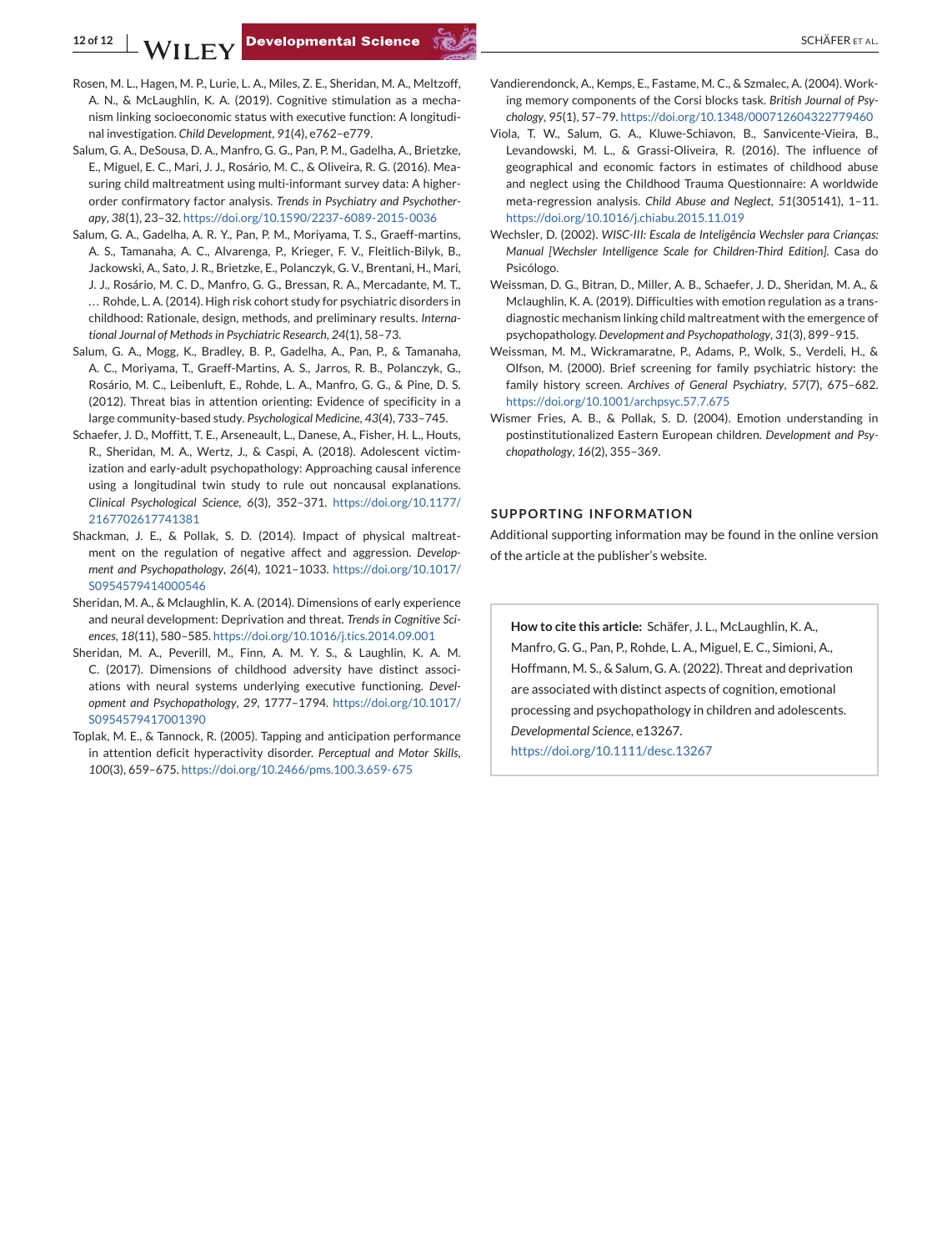Rosen, M. L., Hagen, M. P., Lurie, L. A., Miles, Z. E., Sheridan, M. A., Meltzoff, A. N., & McLaughlin, K. A. (2019). Cognitive stimulation as a mechanism linking socioeconomic status with executive function: A longitudinal investigation. *Child Development*, *91*(4), e762–e779.

Salum, G. A., DeSousa, D. A., Manfro, G. G., Pan, P. M., Gadelha, A., Brietzke, E., Miguel, E. C., Mari, J. J., Rosário, M. C., & Oliveira, R. G. (2016). Measuring child maltreatment using multi-informant survey data: A higher-order confirmatory factor analysis. *Trends in Psychiatry and Psychotherapy*, *38*(1), 23–32. https://doi.org/10.1590/2237-6089-2015-0036

Salum, G. A., Gadelha, A. R. Y., Pan, P. M., Moriyama, T. S., Graeff-martins, A. S., Tamanaha, A. C., Alvarenga, P., Krieger, F. V., Fleitlich-Bilyk, B., Jackowski, A., Sato, J. R., Brietzke, E., Polanczyk, G. V., Brentani, H., Mari, J. J., Rosário, M. C. D., Manfro, G. G., Bressan, R. A., Mercadante, M. T., … Rohde, L. A. (2014). High risk cohort study for psychiatric disorders in childhood: Rationale, design, methods, and preliminary results. *International Journal of Methods in Psychiatric Research*, *24*(1), 58–73.

Salum, G. A., Mogg, K., Bradley, B. P., Gadelha, A., Pan, P., & Tamanaha, A. C., Moriyama, T., Graeff-Martins, A. S., Jarros, R. B., Polanczyk, G., Rosário, M. C., Leibenluft, E., Rohde, L. A., Manfro, G. G., & Pine, D. S. (2012). Threat bias in attention orienting: Evidence of specificity in a large community-based study. *Psychological Medicine*, *43*(4), 733–745.

Schaefer, J. D., Moffitt, T. E., Arseneault, L., Danese, A., Fisher, H. L., Houts, R., Sheridan, M. A., Wertz, J., & Caspi, A. (2018). Adolescent victimization and early-adult psychopathology: Approaching causal inference using a longitudinal twin study to rule out noncausal explanations. *Clinical Psychological Science*, *6*(3), 352–371. https://doi.org/10.1177/2167702617741381

Shackman, J. E., & Pollak, S. D. (2014). Impact of physical maltreatment on the regulation of negative affect and aggression. *Development and Psychopathology*, *26*(4), 1021–1033. https://doi.org/10.1017/S0954579414000546

Sheridan, M. A., & Mclaughlin, K. A. (2014). Dimensions of early experience and neural development: Deprivation and threat. *Trends in Cognitive Sciences*, *18*(11), 580–585. https://doi.org/10.1016/j.tics.2014.09.001

Sheridan, M. A., Peverill, M., Finn, A. M. Y. S., & Laughlin, K. A. M. C. (2017). Dimensions of childhood adversity have distinct associations with neural systems underlying executive functioning. *Development and Psychopathology*, *29*, 1777–1794. https://doi.org/10.1017/S0954579417001390

Toplak, M. E., & Tannock, R. (2005). Tapping and anticipation performance in attention deficit hyperactivity disorder. *Perceptual and Motor Skills*, *100*(3), 659–675. https://doi.org/10.2466/pms.100.3.659-675

Vandierendonck, A., Kemps, E., Fastame, M. C., & Szmalec, A. (2004). Working memory components of the Corsi blocks task. *British Journal of Psychology*, *95*(1), 57–79. https://doi.org/10.1348/000712604322779460

Viola, T. W., Salum, G. A., Kluwe-Schiavon, B., Sanvicente-Vieira, B., Levandowski, M. L., & Grassi-Oliveira, R. (2016). The influence of geographical and economic factors in estimates of childhood abuse and neglect using the Childhood Trauma Questionnaire: A worldwide meta-regression analysis. *Child Abuse and Neglect*, *51*(305141), 1–11. https://doi.org/10.1016/j.chiabu.2015.11.019

Wechsler, D. (2002). *WISC-III: Escala de Inteligência Wechsler para Crianças: Manual [Wechsler Intelligence Scale for Children-Third Edition]*. Casa do Psicólogo.

Weissman, D. G., Bitran, D., Miller, A. B., Schaefer, J. D., Sheridan, M. A., & Mclaughlin, K. A. (2019). Difficulties with emotion regulation as a transdiagnostic mechanism linking child maltreatment with the emergence of psychopathology. *Development and Psychopathology*, *31*(3), 899–915.

Weissman, M. M., Wickramaratne, P., Adams, P., Wolk, S., Verdeli, H., & Olfson, M. (2000). Brief screening for family psychiatric history: the family history screen. *Archives of General Psychiatry*, *57*(7), 675–682. https://doi.org/10.1001/archpsyc.57.7.675

Wismer Fries, A. B., & Pollak, S. D. (2004). Emotion understanding in postinstitutionalized Eastern European children. *Development and Psychopathology*, *16*(2), 355–369.

## SUPPORTING INFORMATION

Additional supporting information may be found in the online version of the article at the publisher's website.

**How to cite this article:** Schäfer, J. L., McLaughlin, K. A., Manfro, G. G., Pan, P., Rohde, L. A., Miguel, E. C., Simioni, A., Hoffmann, M. S., & Salum, G. A. (2022). Threat and deprivation are associated with distinct aspects of cognition, emotional processing and psychopathology in children and adolescents. *Developmental Science*, e13267. https://doi.org/10.1111/desc.13267